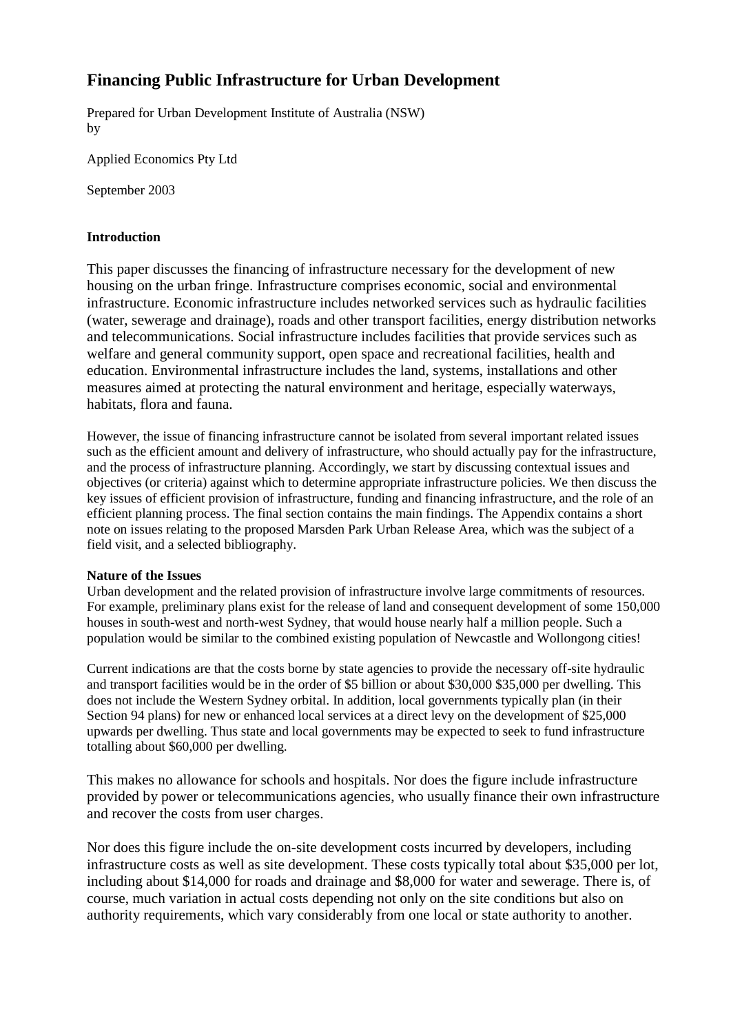# Financing Public Infrastructure for Urban Development

Prepared for Urban Development Institute of Australia (NSW)
by

Applied Economics Pty Ltd

September 2003

**Introduction**

This paper discusses the financing of infrastructure necessary for the development of new housing on the urban fringe. Infrastructure comprises economic, social and environmental infrastructure. Economic infrastructure includes networked services such as hydraulic facilities (water, sewerage and drainage), roads and other transport facilities, energy distribution networks and telecommunications. Social infrastructure includes facilities that provide services such as welfare and general community support, open space and recreational facilities, health and education. Environmental infrastructure includes the land, systems, installations and other measures aimed at protecting the natural environment and heritage, especially waterways, habitats, flora and fauna.

However, the issue of financing infrastructure cannot be isolated from several important related issues such as the efficient amount and delivery of infrastructure, who should actually pay for the infrastructure, and the process of infrastructure planning. Accordingly, we start by discussing contextual issues and objectives (or criteria) against which to determine appropriate infrastructure policies. We then discuss the key issues of efficient provision of infrastructure, funding and financing infrastructure, and the role of an efficient planning process. The final section contains the main findings. The Appendix contains a short note on issues relating to the proposed Marsden Park Urban Release Area, which was the subject of a field visit, and a selected bibliography.

**Nature of the Issues**

Urban development and the related provision of infrastructure involve large commitments of resources. For example, preliminary plans exist for the release of land and consequent development of some 150,000 houses in south-west and north-west Sydney, that would house nearly half a million people. Such a population would be similar to the combined existing population of Newcastle and Wollongong cities!

Current indications are that the costs borne by state agencies to provide the necessary off-site hydraulic and transport facilities would be in the order of $5 billion or about $30,000 $35,000 per dwelling. This does not include the Western Sydney orbital. In addition, local governments typically plan (in their Section 94 plans) for new or enhanced local services at a direct levy on the development of $25,000 upwards per dwelling. Thus state and local governments may be expected to seek to fund infrastructure totalling about $60,000 per dwelling.

This makes no allowance for schools and hospitals. Nor does the figure include infrastructure provided by power or telecommunications agencies, who usually finance their own infrastructure and recover the costs from user charges.

Nor does this figure include the on-site development costs incurred by developers, including infrastructure costs as well as site development. These costs typically total about $35,000 per lot, including about $14,000 for roads and drainage and $8,000 for water and sewerage. There is, of course, much variation in actual costs depending not only on the site conditions but also on authority requirements, which vary considerably from one local or state authority to another.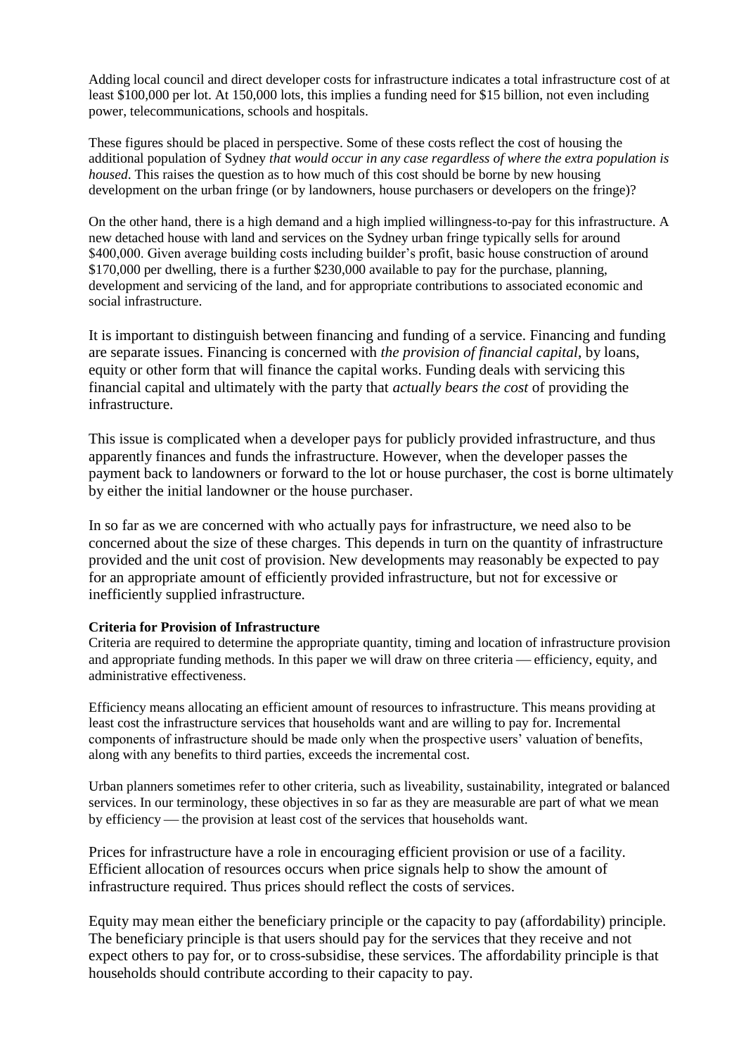Adding local council and direct developer costs for infrastructure indicates a total infrastructure cost of at least $100,000 per lot. At 150,000 lots, this implies a funding need for $15 billion, not even including power, telecommunications, schools and hospitals.

These figures should be placed in perspective. Some of these costs reflect the cost of housing the additional population of Sydney *that would occur in any case regardless of where the extra population is housed*. This raises the question as to how much of this cost should be borne by new housing development on the urban fringe (or by landowners, house purchasers or developers on the fringe)?

On the other hand, there is a high demand and a high implied willingness-to-pay for this infrastructure. A new detached house with land and services on the Sydney urban fringe typically sells for around $400,000. Given average building costs including builder's profit, basic house construction of around $170,000 per dwelling, there is a further $230,000 available to pay for the purchase, planning, development and servicing of the land, and for appropriate contributions to associated economic and social infrastructure.

It is important to distinguish between financing and funding of a service. Financing and funding are separate issues. Financing is concerned with *the provision of financial capital*, by loans, equity or other form that will finance the capital works. Funding deals with servicing this financial capital and ultimately with the party that *actually bears the cost* of providing the infrastructure.

This issue is complicated when a developer pays for publicly provided infrastructure, and thus apparently finances and funds the infrastructure. However, when the developer passes the payment back to landowners or forward to the lot or house purchaser, the cost is borne ultimately by either the initial landowner or the house purchaser.

In so far as we are concerned with who actually pays for infrastructure, we need also to be concerned about the size of these charges. This depends in turn on the quantity of infrastructure provided and the unit cost of provision. New developments may reasonably be expected to pay for an appropriate amount of efficiently provided infrastructure, but not for excessive or inefficiently supplied infrastructure.

**Criteria for Provision of Infrastructure**

Criteria are required to determine the appropriate quantity, timing and location of infrastructure provision and appropriate funding methods. In this paper we will draw on three criteria — efficiency, equity, and administrative effectiveness.

Efficiency means allocating an efficient amount of resources to infrastructure. This means providing at least cost the infrastructure services that households want and are willing to pay for. Incremental components of infrastructure should be made only when the prospective users' valuation of benefits, along with any benefits to third parties, exceeds the incremental cost.

Urban planners sometimes refer to other criteria, such as liveability, sustainability, integrated or balanced services. In our terminology, these objectives in so far as they are measurable are part of what we mean by efficiency — the provision at least cost of the services that households want.

Prices for infrastructure have a role in encouraging efficient provision or use of a facility. Efficient allocation of resources occurs when price signals help to show the amount of infrastructure required. Thus prices should reflect the costs of services.

Equity may mean either the beneficiary principle or the capacity to pay (affordability) principle. The beneficiary principle is that users should pay for the services that they receive and not expect others to pay for, or to cross-subsidise, these services. The affordability principle is that households should contribute according to their capacity to pay.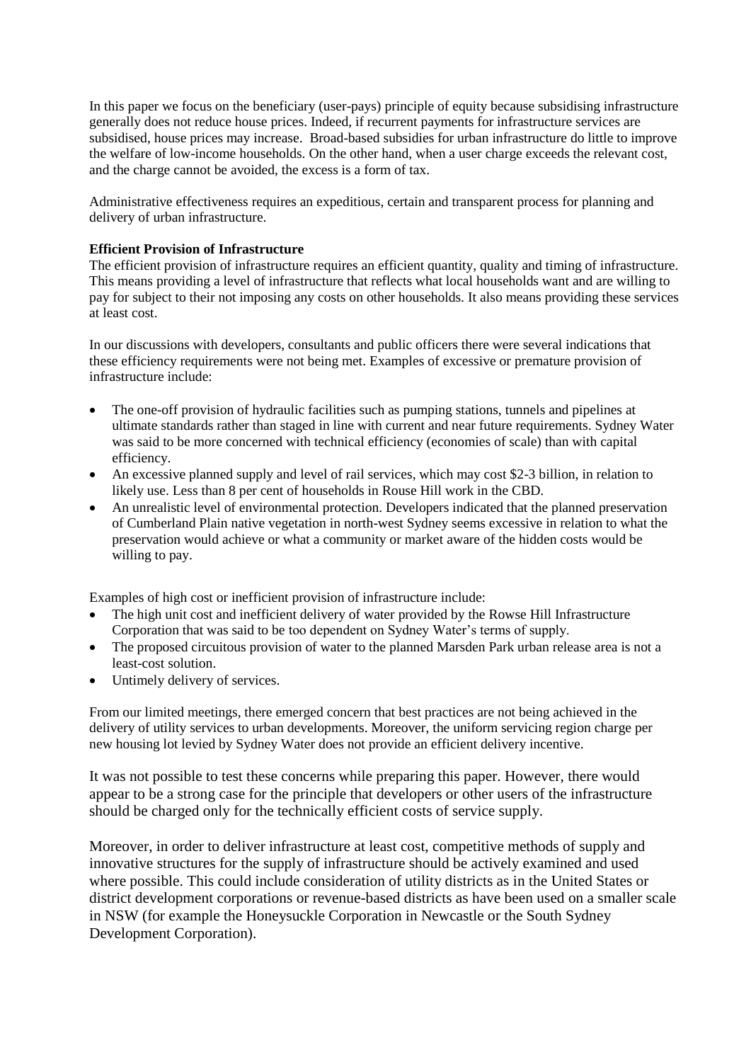In this paper we focus on the beneficiary (user-pays) principle of equity because subsidising infrastructure generally does not reduce house prices. Indeed, if recurrent payments for infrastructure services are subsidised, house prices may increase. Broad-based subsidies for urban infrastructure do little to improve the welfare of low-income households. On the other hand, when a user charge exceeds the relevant cost, and the charge cannot be avoided, the excess is a form of tax.

Administrative effectiveness requires an expeditious, certain and transparent process for planning and delivery of urban infrastructure.

**Efficient Provision of Infrastructure**

The efficient provision of infrastructure requires an efficient quantity, quality and timing of infrastructure. This means providing a level of infrastructure that reflects what local households want and are willing to pay for subject to their not imposing any costs on other households. It also means providing these services at least cost.

In our discussions with developers, consultants and public officers there were several indications that these efficiency requirements were not being met. Examples of excessive or premature provision of infrastructure include:

- The one-off provision of hydraulic facilities such as pumping stations, tunnels and pipelines at ultimate standards rather than staged in line with current and near future requirements. Sydney Water was said to be more concerned with technical efficiency (economies of scale) than with capital efficiency.
- An excessive planned supply and level of rail services, which may cost $2-3 billion, in relation to likely use. Less than 8 per cent of households in Rouse Hill work in the CBD.
- An unrealistic level of environmental protection. Developers indicated that the planned preservation of Cumberland Plain native vegetation in north-west Sydney seems excessive in relation to what the preservation would achieve or what a community or market aware of the hidden costs would be willing to pay.

Examples of high cost or inefficient provision of infrastructure include:

- The high unit cost and inefficient delivery of water provided by the Rowse Hill Infrastructure Corporation that was said to be too dependent on Sydney Water's terms of supply.
- The proposed circuitous provision of water to the planned Marsden Park urban release area is not a least-cost solution.
- Untimely delivery of services.

From our limited meetings, there emerged concern that best practices are not being achieved in the delivery of utility services to urban developments. Moreover, the uniform servicing region charge per new housing lot levied by Sydney Water does not provide an efficient delivery incentive.

It was not possible to test these concerns while preparing this paper. However, there would appear to be a strong case for the principle that developers or other users of the infrastructure should be charged only for the technically efficient costs of service supply.

Moreover, in order to deliver infrastructure at least cost, competitive methods of supply and innovative structures for the supply of infrastructure should be actively examined and used where possible. This could include consideration of utility districts as in the United States or district development corporations or revenue-based districts as have been used on a smaller scale in NSW (for example the Honeysuckle Corporation in Newcastle or the South Sydney Development Corporation).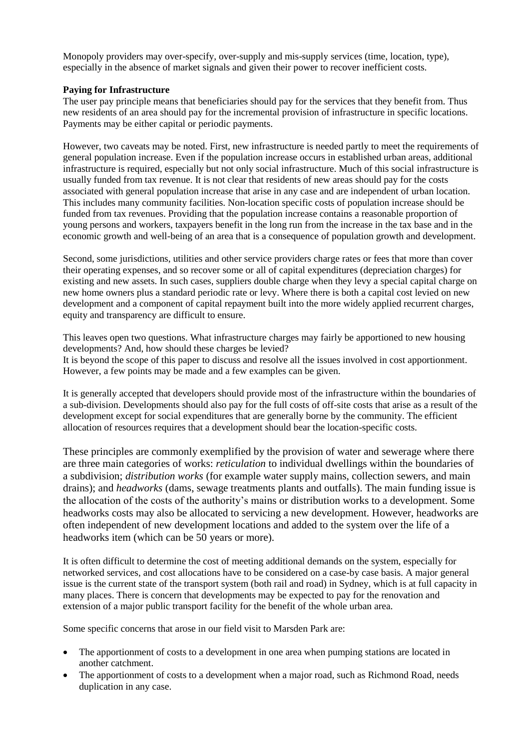Monopoly providers may over-specify, over-supply and mis-supply services (time, location, type), especially in the absence of market signals and given their power to recover inefficient costs.

**Paying for Infrastructure**

The user pay principle means that beneficiaries should pay for the services that they benefit from. Thus new residents of an area should pay for the incremental provision of infrastructure in specific locations. Payments may be either capital or periodic payments.

However, two caveats may be noted. First, new infrastructure is needed partly to meet the requirements of general population increase. Even if the population increase occurs in established urban areas, additional infrastructure is required, especially but not only social infrastructure. Much of this social infrastructure is usually funded from tax revenue. It is not clear that residents of new areas should pay for the costs associated with general population increase that arise in any case and are independent of urban location. This includes many community facilities. Non-location specific costs of population increase should be funded from tax revenues. Providing that the population increase contains a reasonable proportion of young persons and workers, taxpayers benefit in the long run from the increase in the tax base and in the economic growth and well-being of an area that is a consequence of population growth and development.

Second, some jurisdictions, utilities and other service providers charge rates or fees that more than cover their operating expenses, and so recover some or all of capital expenditures (depreciation charges) for existing and new assets. In such cases, suppliers double charge when they levy a special capital charge on new home owners plus a standard periodic rate or levy. Where there is both a capital cost levied on new development and a component of capital repayment built into the more widely applied recurrent charges, equity and transparency are difficult to ensure.

This leaves open two questions. What infrastructure charges may fairly be apportioned to new housing developments? And, how should these charges be levied?
It is beyond the scope of this paper to discuss and resolve all the issues involved in cost apportionment. However, a few points may be made and a few examples can be given.

It is generally accepted that developers should provide most of the infrastructure within the boundaries of a sub-division. Developments should also pay for the full costs of off-site costs that arise as a result of the development except for social expenditures that are generally borne by the community. The efficient allocation of resources requires that a development should bear the location-specific costs.

These principles are commonly exemplified by the provision of water and sewerage where there are three main categories of works: *reticulation* to individual dwellings within the boundaries of a subdivision; *distribution works* (for example water supply mains, collection sewers, and main drains); and *headworks* (dams, sewage treatments plants and outfalls). The main funding issue is the allocation of the costs of the authority's mains or distribution works to a development. Some headworks costs may also be allocated to servicing a new development. However, headworks are often independent of new development locations and added to the system over the life of a headworks item (which can be 50 years or more).

It is often difficult to determine the cost of meeting additional demands on the system, especially for networked services, and cost allocations have to be considered on a case-by case basis. A major general issue is the current state of the transport system (both rail and road) in Sydney, which is at full capacity in many places. There is concern that developments may be expected to pay for the renovation and extension of a major public transport facility for the benefit of the whole urban area.

Some specific concerns that arose in our field visit to Marsden Park are:

- The apportionment of costs to a development in one area when pumping stations are located in another catchment.
- The apportionment of costs to a development when a major road, such as Richmond Road, needs duplication in any case.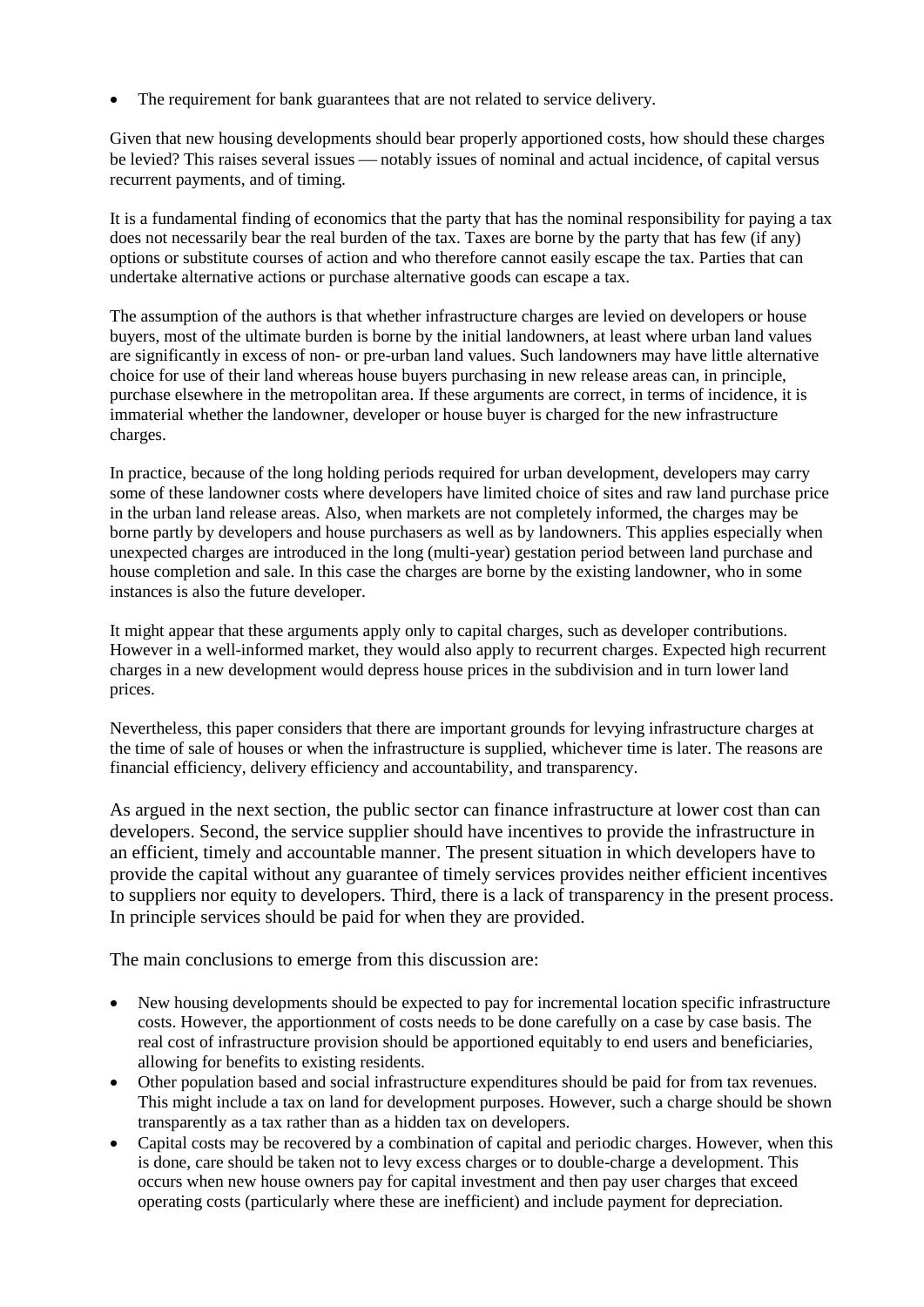- The requirement for bank guarantees that are not related to service delivery.

Given that new housing developments should bear properly apportioned costs, how should these charges be levied? This raises several issues — notably issues of nominal and actual incidence, of capital versus recurrent payments, and of timing.

It is a fundamental finding of economics that the party that has the nominal responsibility for paying a tax does not necessarily bear the real burden of the tax. Taxes are borne by the party that has few (if any) options or substitute courses of action and who therefore cannot easily escape the tax. Parties that can undertake alternative actions or purchase alternative goods can escape a tax.

The assumption of the authors is that whether infrastructure charges are levied on developers or house buyers, most of the ultimate burden is borne by the initial landowners, at least where urban land values are significantly in excess of non- or pre-urban land values. Such landowners may have little alternative choice for use of their land whereas house buyers purchasing in new release areas can, in principle, purchase elsewhere in the metropolitan area. If these arguments are correct, in terms of incidence, it is immaterial whether the landowner, developer or house buyer is charged for the new infrastructure charges.

In practice, because of the long holding periods required for urban development, developers may carry some of these landowner costs where developers have limited choice of sites and raw land purchase price in the urban land release areas. Also, when markets are not completely informed, the charges may be borne partly by developers and house purchasers as well as by landowners. This applies especially when unexpected charges are introduced in the long (multi-year) gestation period between land purchase and house completion and sale. In this case the charges are borne by the existing landowner, who in some instances is also the future developer.

It might appear that these arguments apply only to capital charges, such as developer contributions. However in a well-informed market, they would also apply to recurrent charges. Expected high recurrent charges in a new development would depress house prices in the subdivision and in turn lower land prices.

Nevertheless, this paper considers that there are important grounds for levying infrastructure charges at the time of sale of houses or when the infrastructure is supplied, whichever time is later. The reasons are financial efficiency, delivery efficiency and accountability, and transparency.

As argued in the next section, the public sector can finance infrastructure at lower cost than can developers. Second, the service supplier should have incentives to provide the infrastructure in an efficient, timely and accountable manner. The present situation in which developers have to provide the capital without any guarantee of timely services provides neither efficient incentives to suppliers nor equity to developers. Third, there is a lack of transparency in the present process. In principle services should be paid for when they are provided.

The main conclusions to emerge from this discussion are:

- New housing developments should be expected to pay for incremental location specific infrastructure costs. However, the apportionment of costs needs to be done carefully on a case by case basis. The real cost of infrastructure provision should be apportioned equitably to end users and beneficiaries, allowing for benefits to existing residents.
- Other population based and social infrastructure expenditures should be paid for from tax revenues. This might include a tax on land for development purposes. However, such a charge should be shown transparently as a tax rather than as a hidden tax on developers.
- Capital costs may be recovered by a combination of capital and periodic charges. However, when this is done, care should be taken not to levy excess charges or to double-charge a development. This occurs when new house owners pay for capital investment and then pay user charges that exceed operating costs (particularly where these are inefficient) and include payment for depreciation.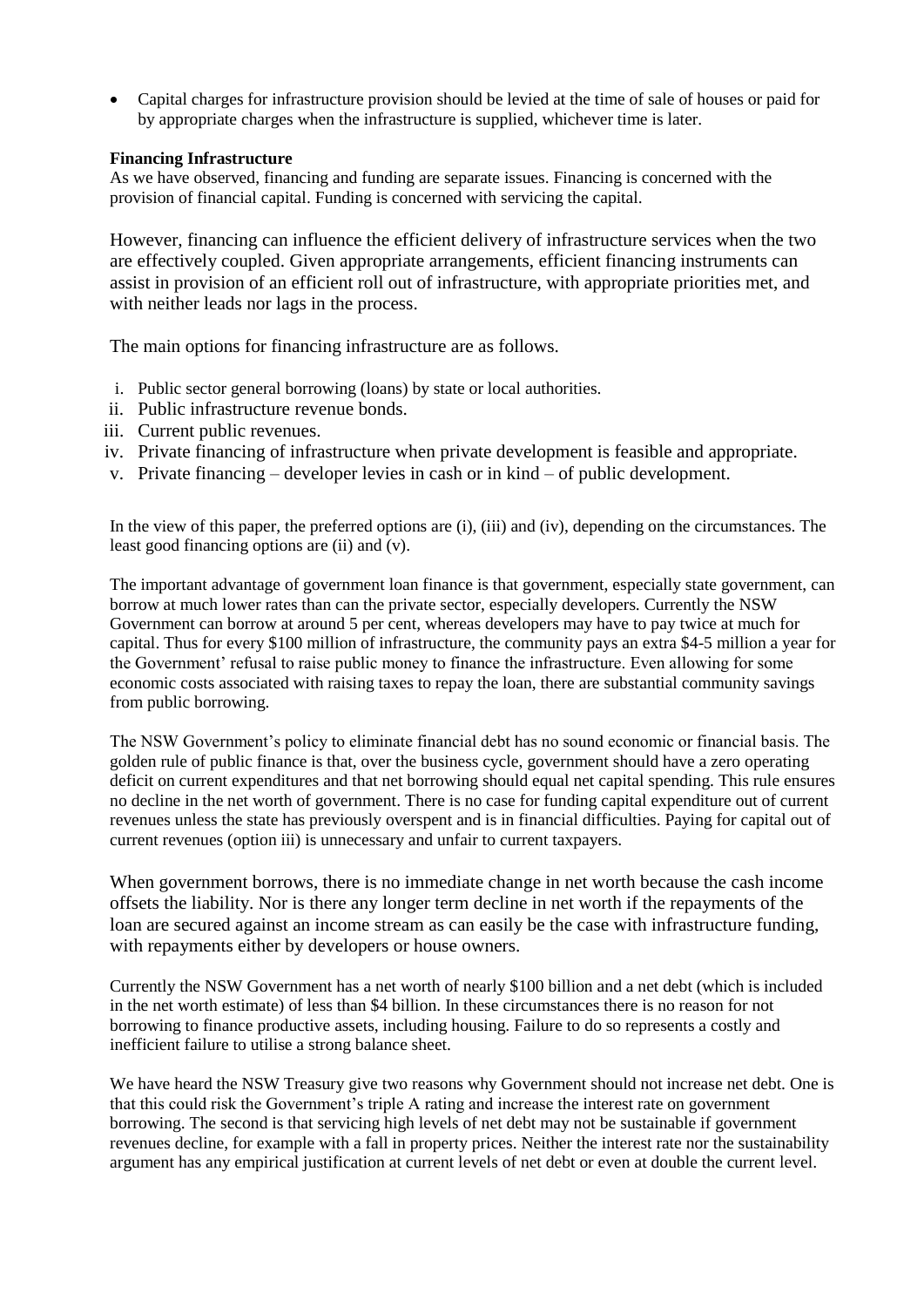- Capital charges for infrastructure provision should be levied at the time of sale of houses or paid for by appropriate charges when the infrastructure is supplied, whichever time is later.

**Financing Infrastructure**

As we have observed, financing and funding are separate issues. Financing is concerned with the provision of financial capital. Funding is concerned with servicing the capital.

However, financing can influence the efficient delivery of infrastructure services when the two are effectively coupled. Given appropriate arrangements, efficient financing instruments can assist in provision of an efficient roll out of infrastructure, with appropriate priorities met, and with neither leads nor lags in the process.

The main options for financing infrastructure are as follows.

i. Public sector general borrowing (loans) by state or local authorities.
ii. Public infrastructure revenue bonds.
iii. Current public revenues.
iv. Private financing of infrastructure when private development is feasible and appropriate.
v. Private financing – developer levies in cash or in kind – of public development.

In the view of this paper, the preferred options are (i), (iii) and (iv), depending on the circumstances. The least good financing options are (ii) and (v).

The important advantage of government loan finance is that government, especially state government, can borrow at much lower rates than can the private sector, especially developers. Currently the NSW Government can borrow at around 5 per cent, whereas developers may have to pay twice at much for capital. Thus for every $100 million of infrastructure, the community pays an extra $4-5 million a year for the Government' refusal to raise public money to finance the infrastructure. Even allowing for some economic costs associated with raising taxes to repay the loan, there are substantial community savings from public borrowing.

The NSW Government's policy to eliminate financial debt has no sound economic or financial basis. The golden rule of public finance is that, over the business cycle, government should have a zero operating deficit on current expenditures and that net borrowing should equal net capital spending. This rule ensures no decline in the net worth of government. There is no case for funding capital expenditure out of current revenues unless the state has previously overspent and is in financial difficulties. Paying for capital out of current revenues (option iii) is unnecessary and unfair to current taxpayers.

When government borrows, there is no immediate change in net worth because the cash income offsets the liability. Nor is there any longer term decline in net worth if the repayments of the loan are secured against an income stream as can easily be the case with infrastructure funding, with repayments either by developers or house owners.

Currently the NSW Government has a net worth of nearly $100 billion and a net debt (which is included in the net worth estimate) of less than $4 billion. In these circumstances there is no reason for not borrowing to finance productive assets, including housing. Failure to do so represents a costly and inefficient failure to utilise a strong balance sheet.

We have heard the NSW Treasury give two reasons why Government should not increase net debt. One is that this could risk the Government's triple A rating and increase the interest rate on government borrowing. The second is that servicing high levels of net debt may not be sustainable if government revenues decline, for example with a fall in property prices. Neither the interest rate nor the sustainability argument has any empirical justification at current levels of net debt or even at double the current level.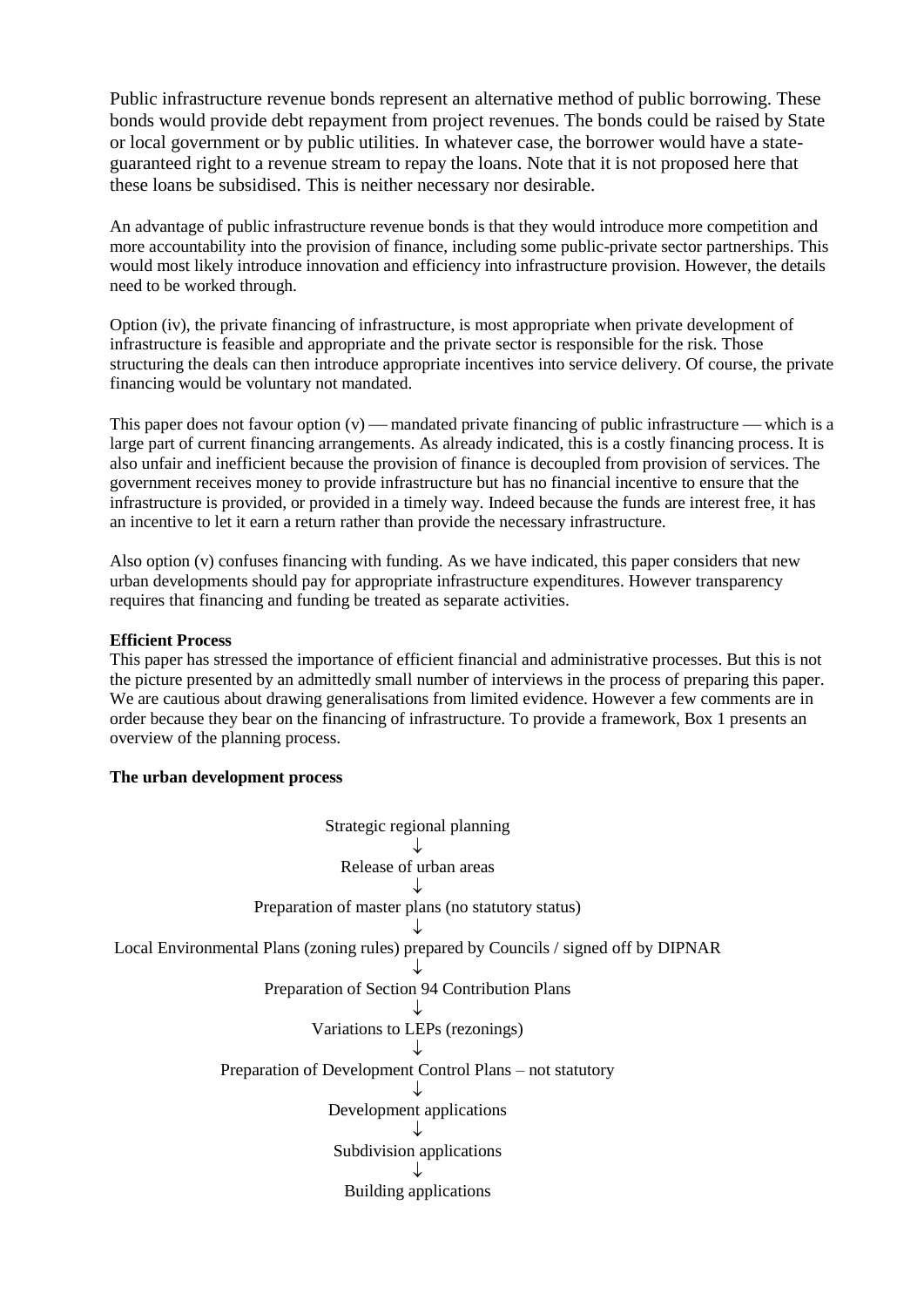Public infrastructure revenue bonds represent an alternative method of public borrowing. These bonds would provide debt repayment from project revenues. The bonds could be raised by State or local government or by public utilities. In whatever case, the borrower would have a state-guaranteed right to a revenue stream to repay the loans. Note that it is not proposed here that these loans be subsidised. This is neither necessary nor desirable.

An advantage of public infrastructure revenue bonds is that they would introduce more competition and more accountability into the provision of finance, including some public-private sector partnerships. This would most likely introduce innovation and efficiency into infrastructure provision. However, the details need to be worked through.

Option (iv), the private financing of infrastructure, is most appropriate when private development of infrastructure is feasible and appropriate and the private sector is responsible for the risk. Those structuring the deals can then introduce appropriate incentives into service delivery. Of course, the private financing would be voluntary not mandated.

This paper does not favour option (v) — mandated private financing of public infrastructure — which is a large part of current financing arrangements. As already indicated, this is a costly financing process. It is also unfair and inefficient because the provision of finance is decoupled from provision of services. The government receives money to provide infrastructure but has no financial incentive to ensure that the infrastructure is provided, or provided in a timely way. Indeed because the funds are interest free, it has an incentive to let it earn a return rather than provide the necessary infrastructure.

Also option (v) confuses financing with funding. As we have indicated, this paper considers that new urban developments should pay for appropriate infrastructure expenditures. However transparency requires that financing and funding be treated as separate activities.

**Efficient Process**

This paper has stressed the importance of efficient financial and administrative processes. But this is not the picture presented by an admittedly small number of interviews in the process of preparing this paper. We are cautious about drawing generalisations from limited evidence. However a few comments are in order because they bear on the financing of infrastructure. To provide a framework, Box 1 presents an overview of the planning process.

**The urban development process**

Strategic regional planning

↓

Release of urban areas

↓

Preparation of master plans (no statutory status)

↓

Local Environmental Plans (zoning rules) prepared by Councils / signed off by DIPNAR

↓

Preparation of Section 94 Contribution Plans

↓

Variations to LEPs (rezonings)

↓

Preparation of Development Control Plans – not statutory

↓

Development applications

↓

Subdivision applications

↓

Building applications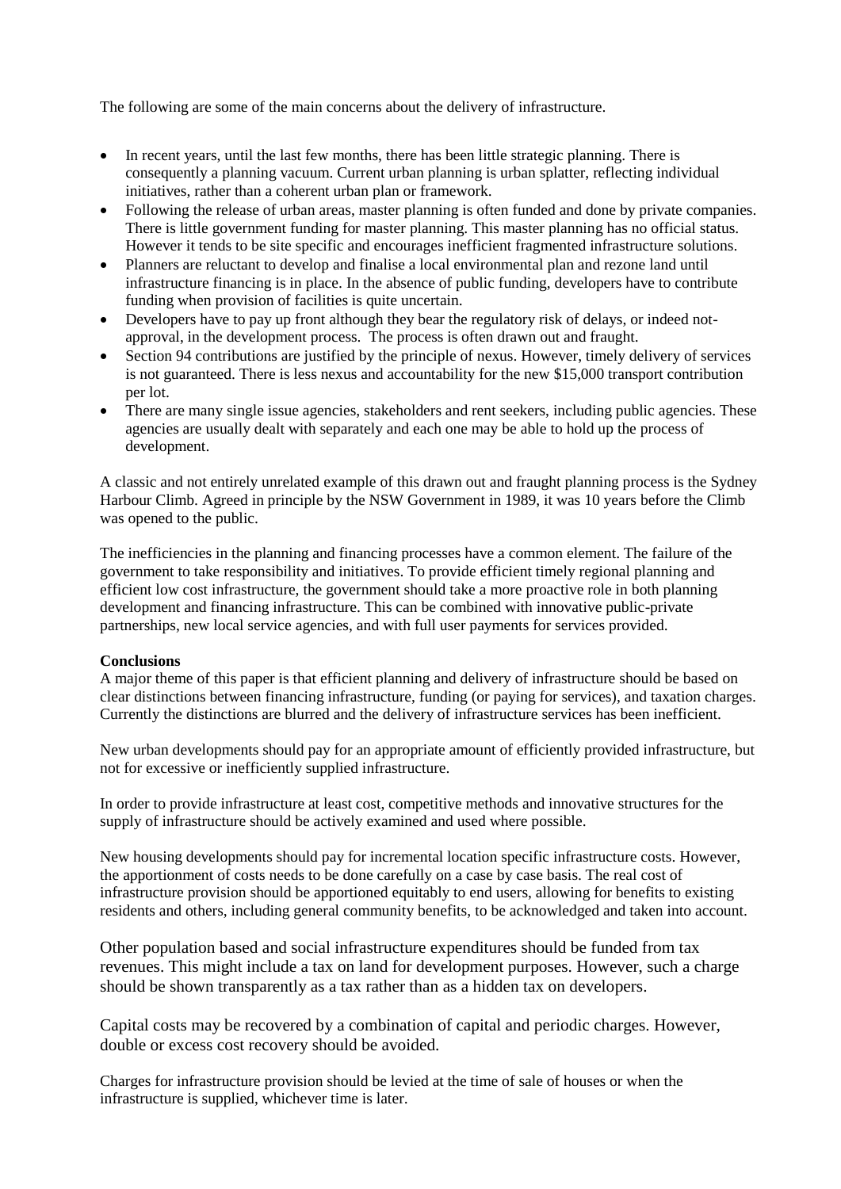The following are some of the main concerns about the delivery of infrastructure.

- In recent years, until the last few months, there has been little strategic planning. There is consequently a planning vacuum. Current urban planning is urban splatter, reflecting individual initiatives, rather than a coherent urban plan or framework.
- Following the release of urban areas, master planning is often funded and done by private companies. There is little government funding for master planning. This master planning has no official status. However it tends to be site specific and encourages inefficient fragmented infrastructure solutions.
- Planners are reluctant to develop and finalise a local environmental plan and rezone land until infrastructure financing is in place. In the absence of public funding, developers have to contribute funding when provision of facilities is quite uncertain.
- Developers have to pay up front although they bear the regulatory risk of delays, or indeed not-approval, in the development process. The process is often drawn out and fraught.
- Section 94 contributions are justified by the principle of nexus. However, timely delivery of services is not guaranteed. There is less nexus and accountability for the new $15,000 transport contribution per lot.
- There are many single issue agencies, stakeholders and rent seekers, including public agencies. These agencies are usually dealt with separately and each one may be able to hold up the process of development.

A classic and not entirely unrelated example of this drawn out and fraught planning process is the Sydney Harbour Climb. Agreed in principle by the NSW Government in 1989, it was 10 years before the Climb was opened to the public.

The inefficiencies in the planning and financing processes have a common element. The failure of the government to take responsibility and initiatives. To provide efficient timely regional planning and efficient low cost infrastructure, the government should take a more proactive role in both planning development and financing infrastructure. This can be combined with innovative public-private partnerships, new local service agencies, and with full user payments for services provided.

**Conclusions**

A major theme of this paper is that efficient planning and delivery of infrastructure should be based on clear distinctions between financing infrastructure, funding (or paying for services), and taxation charges. Currently the distinctions are blurred and the delivery of infrastructure services has been inefficient.

New urban developments should pay for an appropriate amount of efficiently provided infrastructure, but not for excessive or inefficiently supplied infrastructure.

In order to provide infrastructure at least cost, competitive methods and innovative structures for the supply of infrastructure should be actively examined and used where possible.

New housing developments should pay for incremental location specific infrastructure costs. However, the apportionment of costs needs to be done carefully on a case by case basis. The real cost of infrastructure provision should be apportioned equitably to end users, allowing for benefits to existing residents and others, including general community benefits, to be acknowledged and taken into account.

Other population based and social infrastructure expenditures should be funded from tax revenues. This might include a tax on land for development purposes. However, such a charge should be shown transparently as a tax rather than as a hidden tax on developers.

Capital costs may be recovered by a combination of capital and periodic charges. However, double or excess cost recovery should be avoided.

Charges for infrastructure provision should be levied at the time of sale of houses or when the infrastructure is supplied, whichever time is later.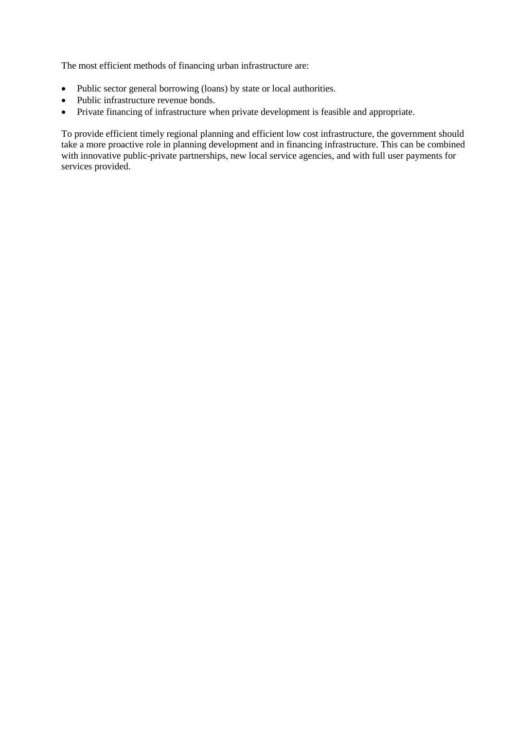The most efficient methods of financing urban infrastructure are:

- Public sector general borrowing (loans) by state or local authorities.
- Public infrastructure revenue bonds.
- Private financing of infrastructure when private development is feasible and appropriate.

To provide efficient timely regional planning and efficient low cost infrastructure, the government should take a more proactive role in planning development and in financing infrastructure. This can be combined with innovative public-private partnerships, new local service agencies, and with full user payments for services provided.